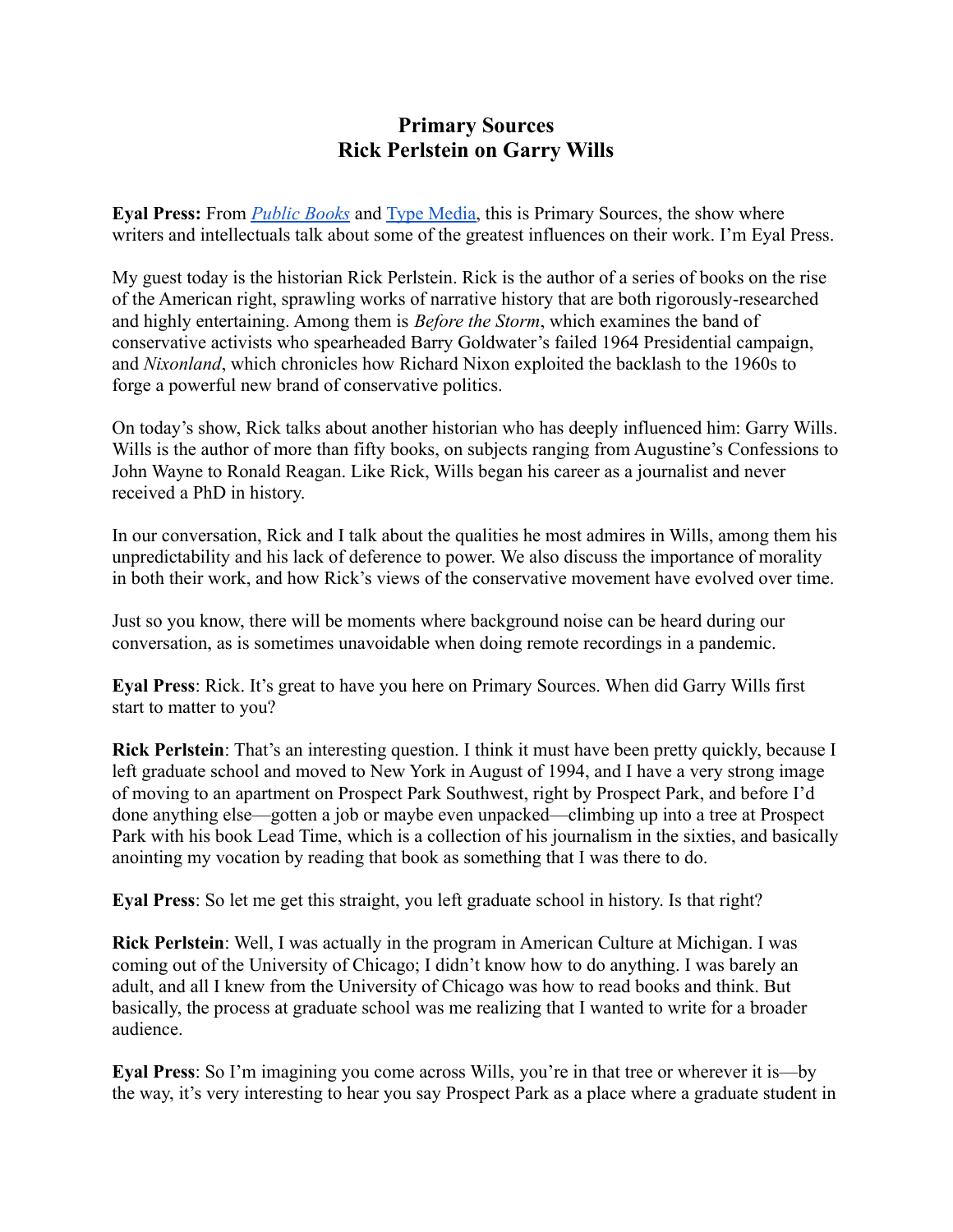# Primary Sources
# Rick Perlstein on Garry Wills

**Eyal Press:** From [*Public Books*]() and [Type Media](), this is Primary Sources, the show where writers and intellectuals talk about some of the greatest influences on their work. I'm Eyal Press.

My guest today is the historian Rick Perlstein. Rick is the author of a series of books on the rise of the American right, sprawling works of narrative history that are both rigorously-researched and highly entertaining. Among them is *Before the Storm*, which examines the band of conservative activists who spearheaded Barry Goldwater's failed 1964 Presidential campaign, and *Nixonland*, which chronicles how Richard Nixon exploited the backlash to the 1960s to forge a powerful new brand of conservative politics.

On today's show, Rick talks about another historian who has deeply influenced him: Garry Wills. Wills is the author of more than fifty books, on subjects ranging from Augustine's Confessions to John Wayne to Ronald Reagan. Like Rick, Wills began his career as a journalist and never received a PhD in history.

In our conversation, Rick and I talk about the qualities he most admires in Wills, among them his unpredictability and his lack of deference to power. We also discuss the importance of morality in both their work, and how Rick's views of the conservative movement have evolved over time.

Just so you know, there will be moments where background noise can be heard during our conversation, as is sometimes unavoidable when doing remote recordings in a pandemic.

**Eyal Press**: Rick. It's great to have you here on Primary Sources. When did Garry Wills first start to matter to you?

**Rick Perlstein**: That's an interesting question. I think it must have been pretty quickly, because I left graduate school and moved to New York in August of 1994, and I have a very strong image of moving to an apartment on Prospect Park Southwest, right by Prospect Park, and before I'd done anything else—gotten a job or maybe even unpacked—climbing up into a tree at Prospect Park with his book Lead Time, which is a collection of his journalism in the sixties, and basically anointing my vocation by reading that book as something that I was there to do.

**Eyal Press**: So let me get this straight, you left graduate school in history. Is that right?

**Rick Perlstein**: Well, I was actually in the program in American Culture at Michigan. I was coming out of the University of Chicago; I didn't know how to do anything. I was barely an adult, and all I knew from the University of Chicago was how to read books and think. But basically, the process at graduate school was me realizing that I wanted to write for a broader audience.

**Eyal Press**: So I'm imagining you come across Wills, you're in that tree or wherever it is—by the way, it's very interesting to hear you say Prospect Park as a place where a graduate student in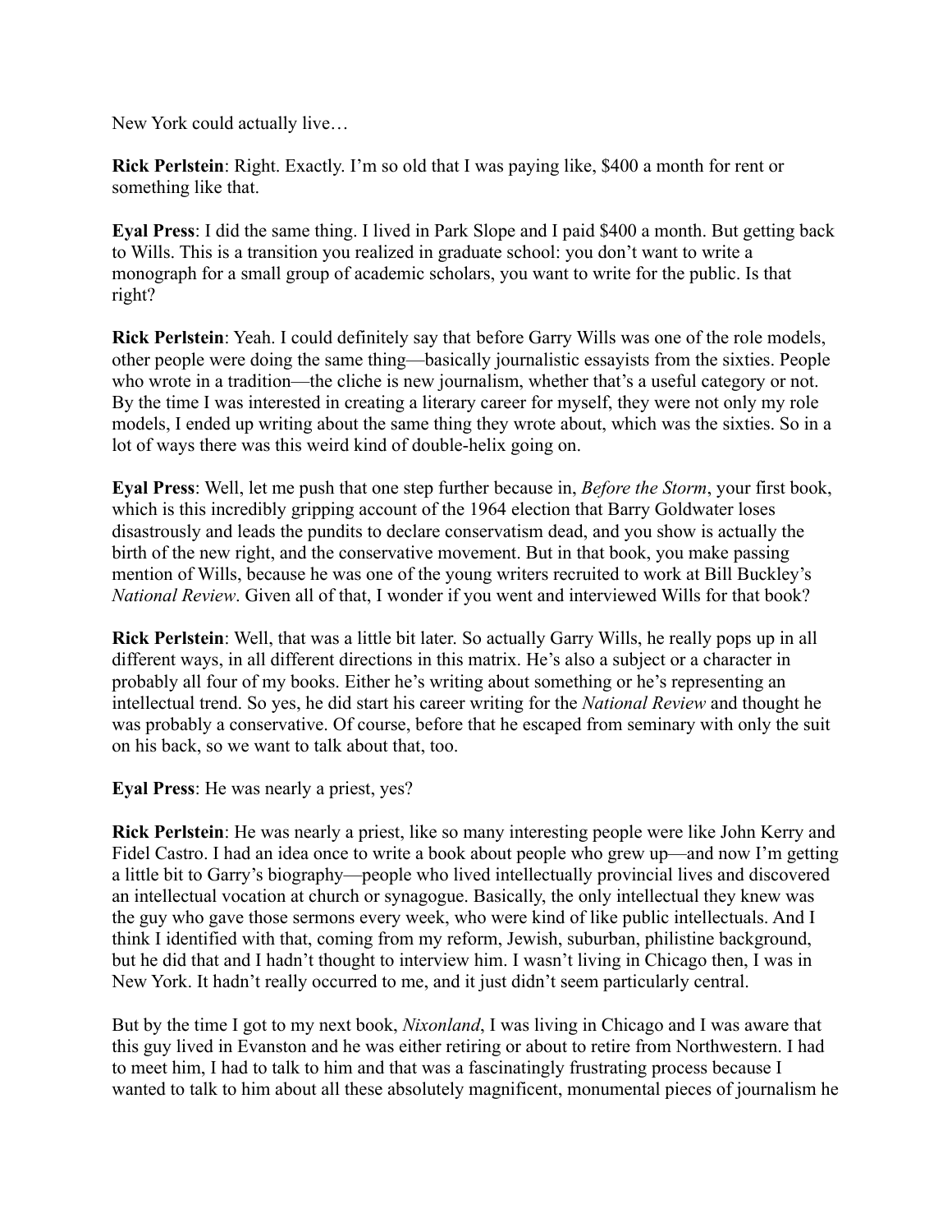New York could actually live…

**Rick Perlstein**: Right. Exactly. I'm so old that I was paying like, $400 a month for rent or something like that.

**Eyal Press**: I did the same thing. I lived in Park Slope and I paid $400 a month. But getting back to Wills. This is a transition you realized in graduate school: you don't want to write a monograph for a small group of academic scholars, you want to write for the public. Is that right?

**Rick Perlstein**: Yeah. I could definitely say that before Garry Wills was one of the role models, other people were doing the same thing—basically journalistic essayists from the sixties. People who wrote in a tradition—the cliche is new journalism, whether that's a useful category or not. By the time I was interested in creating a literary career for myself, they were not only my role models, I ended up writing about the same thing they wrote about, which was the sixties. So in a lot of ways there was this weird kind of double-helix going on.

**Eyal Press**: Well, let me push that one step further because in, *Before the Storm*, your first book, which is this incredibly gripping account of the 1964 election that Barry Goldwater loses disastrously and leads the pundits to declare conservatism dead, and you show is actually the birth of the new right, and the conservative movement. But in that book, you make passing mention of Wills, because he was one of the young writers recruited to work at Bill Buckley's *National Review*. Given all of that, I wonder if you went and interviewed Wills for that book?

**Rick Perlstein**: Well, that was a little bit later. So actually Garry Wills, he really pops up in all different ways, in all different directions in this matrix. He's also a subject or a character in probably all four of my books. Either he's writing about something or he's representing an intellectual trend. So yes, he did start his career writing for the *National Review* and thought he was probably a conservative. Of course, before that he escaped from seminary with only the suit on his back, so we want to talk about that, too.

**Eyal Press**: He was nearly a priest, yes?

**Rick Perlstein**: He was nearly a priest, like so many interesting people were like John Kerry and Fidel Castro. I had an idea once to write a book about people who grew up—and now I'm getting a little bit to Garry's biography—people who lived intellectually provincial lives and discovered an intellectual vocation at church or synagogue. Basically, the only intellectual they knew was the guy who gave those sermons every week, who were kind of like public intellectuals. And I think I identified with that, coming from my reform, Jewish, suburban, philistine background, but he did that and I hadn't thought to interview him. I wasn't living in Chicago then, I was in New York. It hadn't really occurred to me, and it just didn't seem particularly central.

But by the time I got to my next book, *Nixonland*, I was living in Chicago and I was aware that this guy lived in Evanston and he was either retiring or about to retire from Northwestern. I had to meet him, I had to talk to him and that was a fascinatingly frustrating process because I wanted to talk to him about all these absolutely magnificent, monumental pieces of journalism he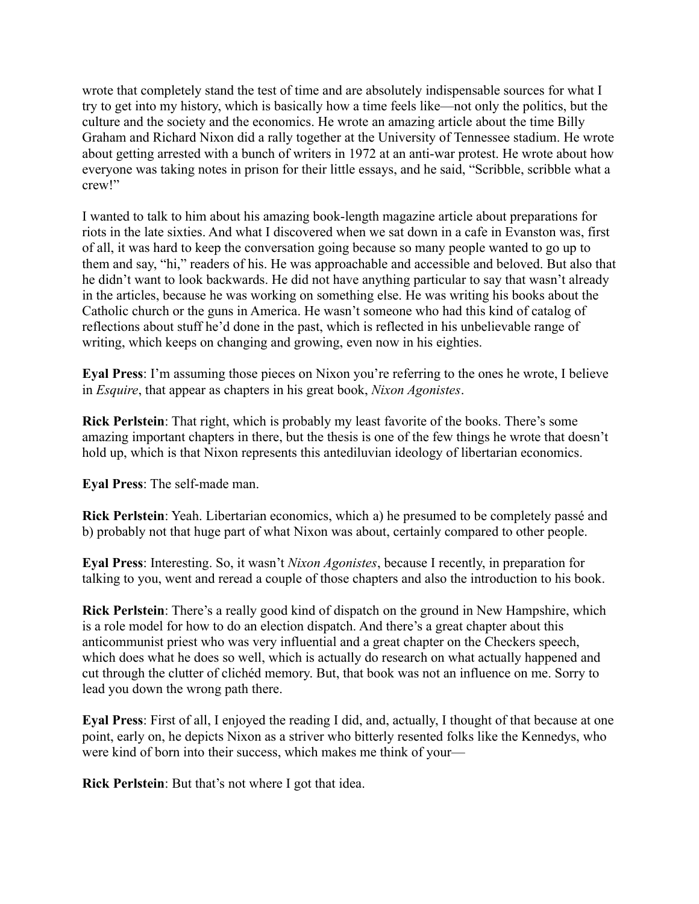wrote that completely stand the test of time and are absolutely indispensable sources for what I try to get into my history, which is basically how a time feels like—not only the politics, but the culture and the society and the economics. He wrote an amazing article about the time Billy Graham and Richard Nixon did a rally together at the University of Tennessee stadium. He wrote about getting arrested with a bunch of writers in 1972 at an anti-war protest. He wrote about how everyone was taking notes in prison for their little essays, and he said, "Scribble, scribble what a crew!"

I wanted to talk to him about his amazing book-length magazine article about preparations for riots in the late sixties. And what I discovered when we sat down in a cafe in Evanston was, first of all, it was hard to keep the conversation going because so many people wanted to go up to them and say, "hi," readers of his. He was approachable and accessible and beloved. But also that he didn't want to look backwards. He did not have anything particular to say that wasn't already in the articles, because he was working on something else. He was writing his books about the Catholic church or the guns in America. He wasn't someone who had this kind of catalog of reflections about stuff he'd done in the past, which is reflected in his unbelievable range of writing, which keeps on changing and growing, even now in his eighties.

**Eyal Press**: I'm assuming those pieces on Nixon you're referring to the ones he wrote, I believe in *Esquire*, that appear as chapters in his great book, *Nixon Agonistes*.

**Rick Perlstein**: That right, which is probably my least favorite of the books. There's some amazing important chapters in there, but the thesis is one of the few things he wrote that doesn't hold up, which is that Nixon represents this antediluvian ideology of libertarian economics.

**Eyal Press**: The self-made man.

**Rick Perlstein**: Yeah. Libertarian economics, which a) he presumed to be completely passé and b) probably not that huge part of what Nixon was about, certainly compared to other people.

**Eyal Press**: Interesting. So, it wasn't *Nixon Agonistes*, because I recently, in preparation for talking to you, went and reread a couple of those chapters and also the introduction to his book.

**Rick Perlstein**: There's a really good kind of dispatch on the ground in New Hampshire, which is a role model for how to do an election dispatch. And there's a great chapter about this anticommunist priest who was very influential and a great chapter on the Checkers speech, which does what he does so well, which is actually do research on what actually happened and cut through the clutter of clichéd memory. But, that book was not an influence on me. Sorry to lead you down the wrong path there.

**Eyal Press**: First of all, I enjoyed the reading I did, and, actually, I thought of that because at one point, early on, he depicts Nixon as a striver who bitterly resented folks like the Kennedys, who were kind of born into their success, which makes me think of your—

**Rick Perlstein**: But that's not where I got that idea.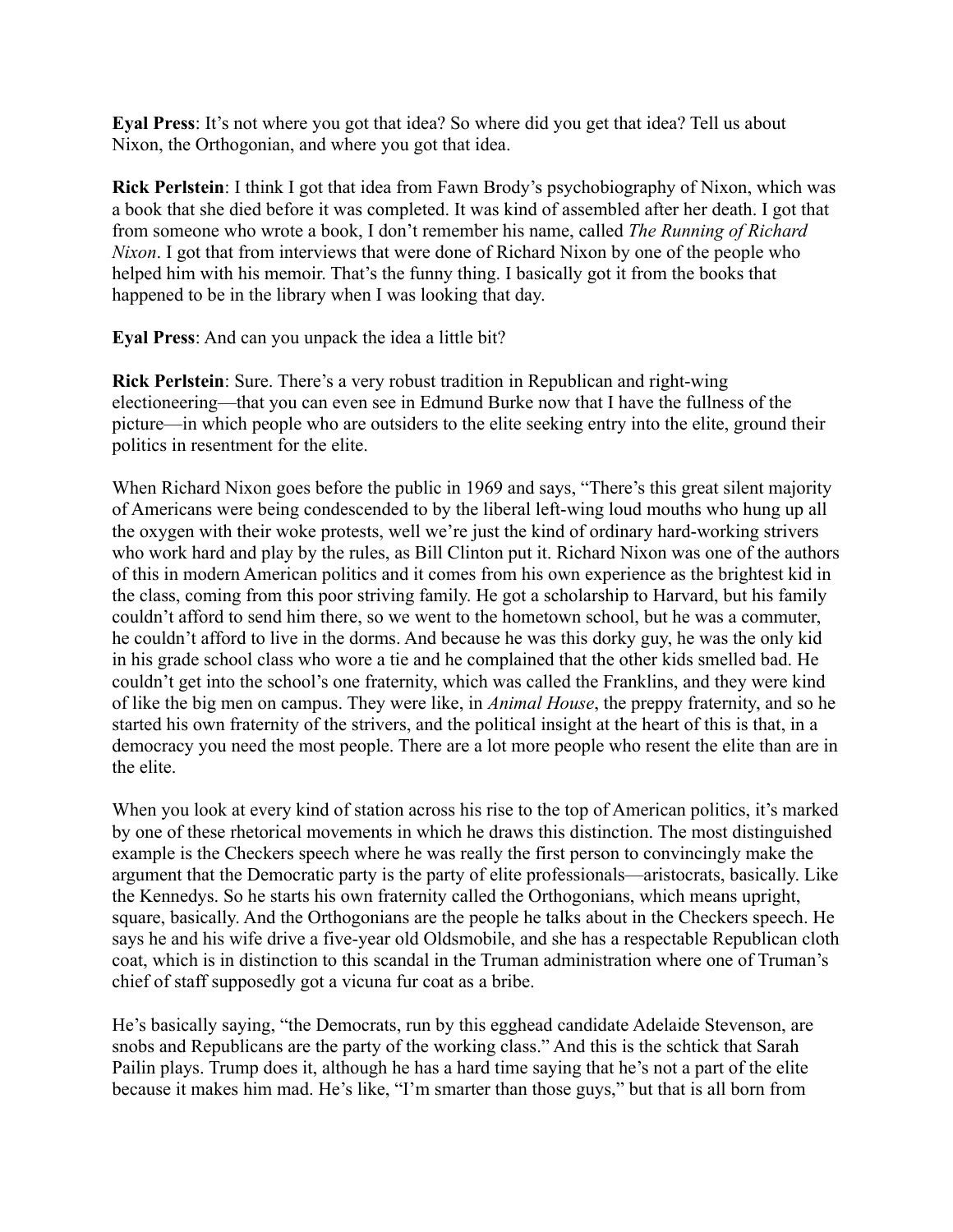**Eyal Press**: It's not where you got that idea? So where did you get that idea? Tell us about Nixon, the Orthogonian, and where you got that idea.

**Rick Perlstein**: I think I got that idea from Fawn Brody's psychobiography of Nixon, which was a book that she died before it was completed. It was kind of assembled after her death. I got that from someone who wrote a book, I don't remember his name, called *The Running of Richard Nixon*. I got that from interviews that were done of Richard Nixon by one of the people who helped him with his memoir. That's the funny thing. I basically got it from the books that happened to be in the library when I was looking that day.

**Eyal Press**: And can you unpack the idea a little bit?

**Rick Perlstein**: Sure. There's a very robust tradition in Republican and right-wing electioneering—that you can even see in Edmund Burke now that I have the fullness of the picture—in which people who are outsiders to the elite seeking entry into the elite, ground their politics in resentment for the elite.

When Richard Nixon goes before the public in 1969 and says, "There's this great silent majority of Americans were being condescended to by the liberal left-wing loud mouths who hung up all the oxygen with their woke protests, well we're just the kind of ordinary hard-working strivers who work hard and play by the rules, as Bill Clinton put it. Richard Nixon was one of the authors of this in modern American politics and it comes from his own experience as the brightest kid in the class, coming from this poor striving family. He got a scholarship to Harvard, but his family couldn't afford to send him there, so we went to the hometown school, but he was a commuter, he couldn't afford to live in the dorms. And because he was this dorky guy, he was the only kid in his grade school class who wore a tie and he complained that the other kids smelled bad. He couldn't get into the school's one fraternity, which was called the Franklins, and they were kind of like the big men on campus. They were like, in *Animal House*, the preppy fraternity, and so he started his own fraternity of the strivers, and the political insight at the heart of this is that, in a democracy you need the most people. There are a lot more people who resent the elite than are in the elite.

When you look at every kind of station across his rise to the top of American politics, it's marked by one of these rhetorical movements in which he draws this distinction. The most distinguished example is the Checkers speech where he was really the first person to convincingly make the argument that the Democratic party is the party of elite professionals—aristocrats, basically. Like the Kennedys. So he starts his own fraternity called the Orthogonians, which means upright, square, basically. And the Orthogonians are the people he talks about in the Checkers speech. He says he and his wife drive a five-year old Oldsmobile, and she has a respectable Republican cloth coat, which is in distinction to this scandal in the Truman administration where one of Truman's chief of staff supposedly got a vicuna fur coat as a bribe.

He's basically saying, "the Democrats, run by this egghead candidate Adelaide Stevenson, are snobs and Republicans are the party of the working class." And this is the schtick that Sarah Pailin plays. Trump does it, although he has a hard time saying that he's not a part of the elite because it makes him mad. He's like, "I'm smarter than those guys," but that is all born from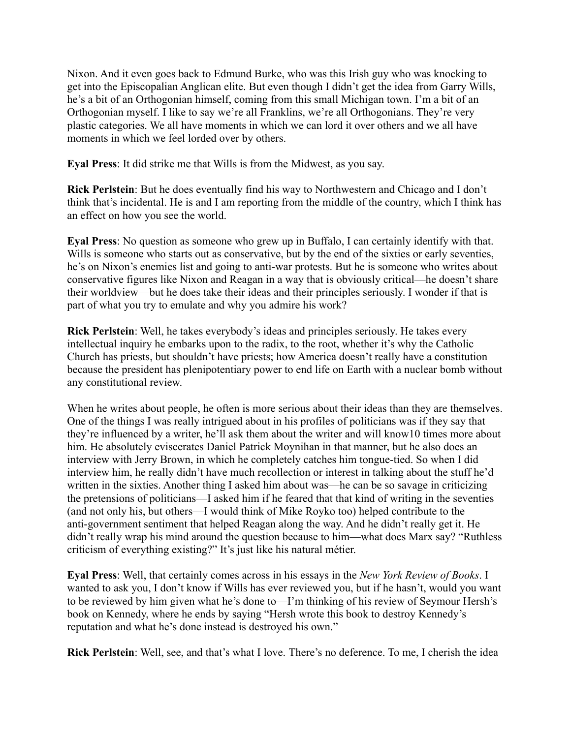Nixon. And it even goes back to Edmund Burke, who was this Irish guy who was knocking to get into the Episcopalian Anglican elite. But even though I didn't get the idea from Garry Wills, he's a bit of an Orthogonian himself, coming from this small Michigan town. I'm a bit of an Orthogonian myself. I like to say we're all Franklins, we're all Orthogonians. They're very plastic categories. We all have moments in which we can lord it over others and we all have moments in which we feel lorded over by others.

**Eyal Press**: It did strike me that Wills is from the Midwest, as you say.

**Rick Perlstein**: But he does eventually find his way to Northwestern and Chicago and I don't think that's incidental. He is and I am reporting from the middle of the country, which I think has an effect on how you see the world.

**Eyal Press**: No question as someone who grew up in Buffalo, I can certainly identify with that. Wills is someone who starts out as conservative, but by the end of the sixties or early seventies, he's on Nixon's enemies list and going to anti-war protests. But he is someone who writes about conservative figures like Nixon and Reagan in a way that is obviously critical—he doesn't share their worldview—but he does take their ideas and their principles seriously. I wonder if that is part of what you try to emulate and why you admire his work?

**Rick Perlstein**: Well, he takes everybody's ideas and principles seriously. He takes every intellectual inquiry he embarks upon to the radix, to the root, whether it's why the Catholic Church has priests, but shouldn't have priests; how America doesn't really have a constitution because the president has plenipotentiary power to end life on Earth with a nuclear bomb without any constitutional review.

When he writes about people, he often is more serious about their ideas than they are themselves. One of the things I was really intrigued about in his profiles of politicians was if they say that they're influenced by a writer, he'll ask them about the writer and will know10 times more about him. He absolutely eviscerates Daniel Patrick Moynihan in that manner, but he also does an interview with Jerry Brown, in which he completely catches him tongue-tied. So when I did interview him, he really didn't have much recollection or interest in talking about the stuff he'd written in the sixties. Another thing I asked him about was—he can be so savage in criticizing the pretensions of politicians—I asked him if he feared that that kind of writing in the seventies (and not only his, but others—I would think of Mike Royko too) helped contribute to the anti-government sentiment that helped Reagan along the way. And he didn't really get it. He didn't really wrap his mind around the question because to him—what does Marx say? "Ruthless criticism of everything existing?" It's just like his natural métier.

**Eyal Press**: Well, that certainly comes across in his essays in the *New York Review of Books*. I wanted to ask you, I don't know if Wills has ever reviewed you, but if he hasn't, would you want to be reviewed by him given what he's done to—I'm thinking of his review of Seymour Hersh's book on Kennedy, where he ends by saying "Hersh wrote this book to destroy Kennedy's reputation and what he's done instead is destroyed his own."

**Rick Perlstein**: Well, see, and that's what I love. There's no deference. To me, I cherish the idea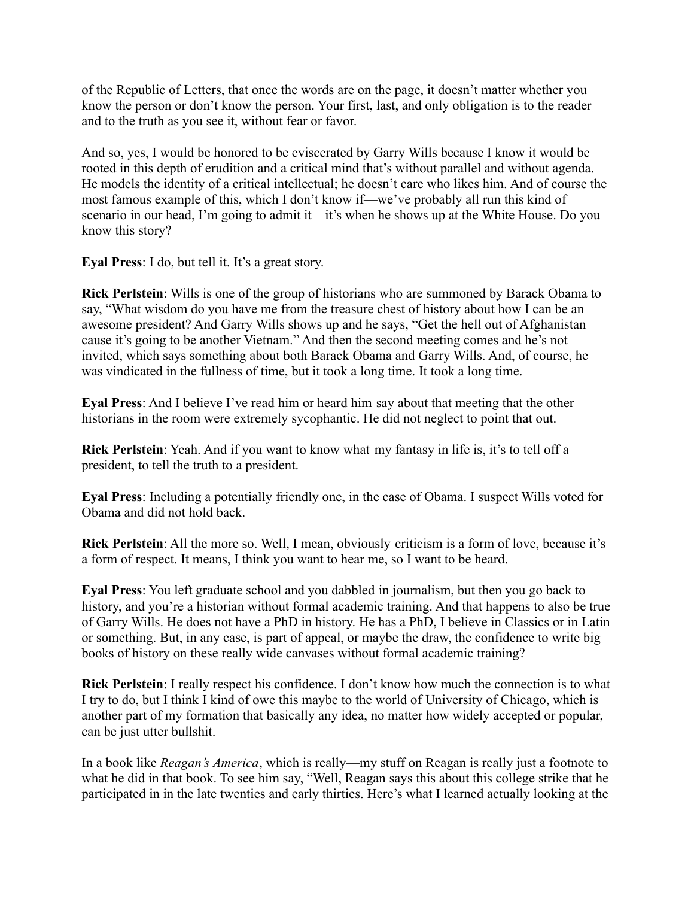of the Republic of Letters, that once the words are on the page, it doesn't matter whether you know the person or don't know the person. Your first, last, and only obligation is to the reader and to the truth as you see it, without fear or favor.

And so, yes, I would be honored to be eviscerated by Garry Wills because I know it would be rooted in this depth of erudition and a critical mind that's without parallel and without agenda. He models the identity of a critical intellectual; he doesn't care who likes him. And of course the most famous example of this, which I don't know if—we've probably all run this kind of scenario in our head, I'm going to admit it—it's when he shows up at the White House. Do you know this story?

**Eyal Press**: I do, but tell it. It's a great story.

**Rick Perlstein**: Wills is one of the group of historians who are summoned by Barack Obama to say, "What wisdom do you have me from the treasure chest of history about how I can be an awesome president? And Garry Wills shows up and he says, "Get the hell out of Afghanistan cause it's going to be another Vietnam." And then the second meeting comes and he's not invited, which says something about both Barack Obama and Garry Wills. And, of course, he was vindicated in the fullness of time, but it took a long time. It took a long time.

**Eyal Press**: And I believe I've read him or heard him say about that meeting that the other historians in the room were extremely sycophantic. He did not neglect to point that out.

**Rick Perlstein**: Yeah. And if you want to know what my fantasy in life is, it's to tell off a president, to tell the truth to a president.

**Eyal Press**: Including a potentially friendly one, in the case of Obama. I suspect Wills voted for Obama and did not hold back.

**Rick Perlstein**: All the more so. Well, I mean, obviously criticism is a form of love, because it's a form of respect. It means, I think you want to hear me, so I want to be heard.

**Eyal Press**: You left graduate school and you dabbled in journalism, but then you go back to history, and you're a historian without formal academic training. And that happens to also be true of Garry Wills. He does not have a PhD in history. He has a PhD, I believe in Classics or in Latin or something. But, in any case, is part of appeal, or maybe the draw, the confidence to write big books of history on these really wide canvases without formal academic training?

**Rick Perlstein**: I really respect his confidence. I don't know how much the connection is to what I try to do, but I think I kind of owe this maybe to the world of University of Chicago, which is another part of my formation that basically any idea, no matter how widely accepted or popular, can be just utter bullshit.

In a book like *Reagan's America*, which is really—my stuff on Reagan is really just a footnote to what he did in that book. To see him say, "Well, Reagan says this about this college strike that he participated in in the late twenties and early thirties. Here's what I learned actually looking at the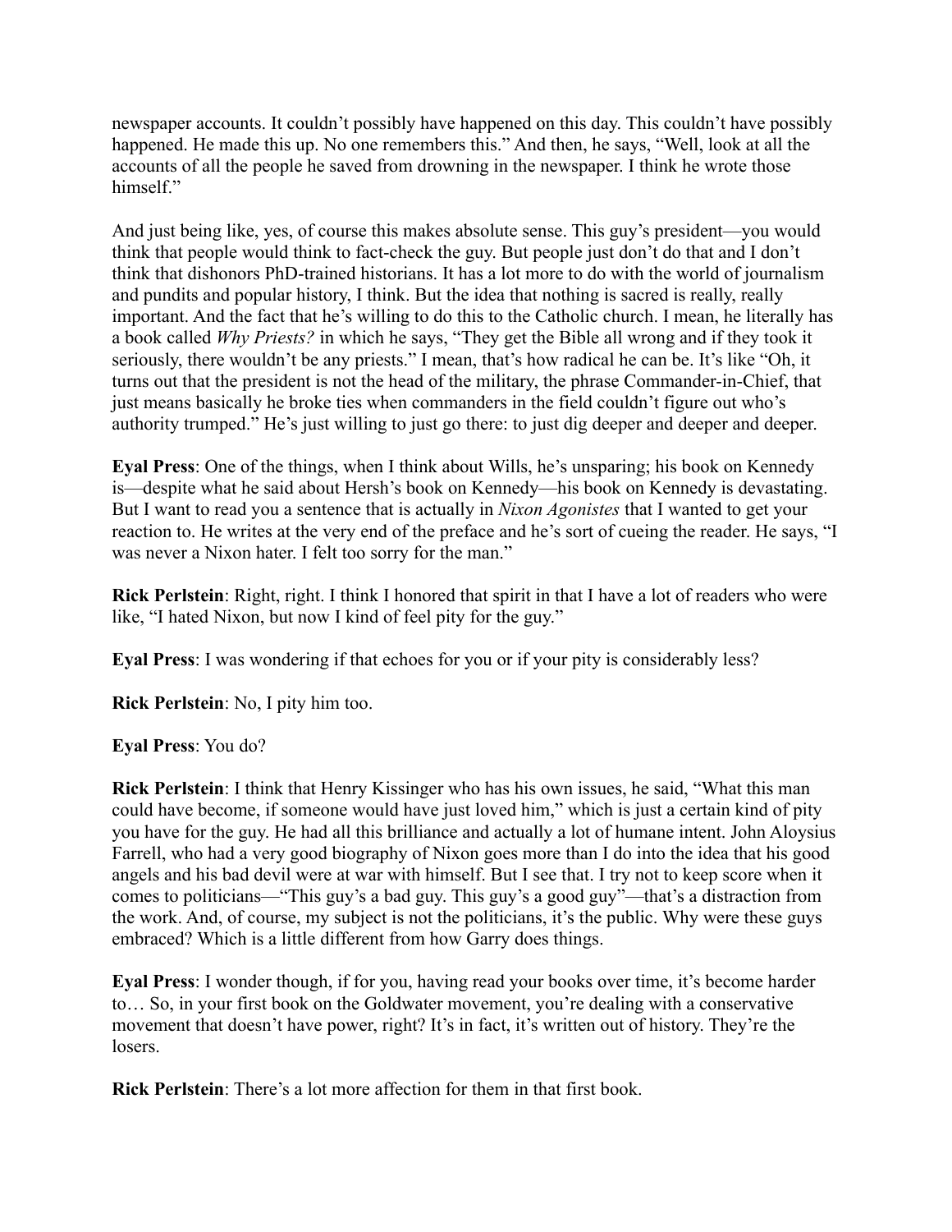newspaper accounts. It couldn't possibly have happened on this day. This couldn't have possibly happened. He made this up. No one remembers this." And then, he says, "Well, look at all the accounts of all the people he saved from drowning in the newspaper. I think he wrote those himself."

And just being like, yes, of course this makes absolute sense. This guy's president—you would think that people would think to fact-check the guy. But people just don't do that and I don't think that dishonors PhD-trained historians. It has a lot more to do with the world of journalism and pundits and popular history, I think. But the idea that nothing is sacred is really, really important. And the fact that he's willing to do this to the Catholic church. I mean, he literally has a book called *Why Priests?* in which he says, "They get the Bible all wrong and if they took it seriously, there wouldn't be any priests." I mean, that's how radical he can be. It's like "Oh, it turns out that the president is not the head of the military, the phrase Commander-in-Chief, that just means basically he broke ties when commanders in the field couldn't figure out who's authority trumped." He's just willing to just go there: to just dig deeper and deeper and deeper.

**Eyal Press**: One of the things, when I think about Wills, he's unsparing; his book on Kennedy is—despite what he said about Hersh's book on Kennedy—his book on Kennedy is devastating. But I want to read you a sentence that is actually in *Nixon Agonistes* that I wanted to get your reaction to. He writes at the very end of the preface and he's sort of cueing the reader. He says, "I was never a Nixon hater. I felt too sorry for the man."

**Rick Perlstein**: Right, right. I think I honored that spirit in that I have a lot of readers who were like, "I hated Nixon, but now I kind of feel pity for the guy."

**Eyal Press**: I was wondering if that echoes for you or if your pity is considerably less?

**Rick Perlstein**: No, I pity him too.

**Eyal Press**: You do?

**Rick Perlstein**: I think that Henry Kissinger who has his own issues, he said, "What this man could have become, if someone would have just loved him," which is just a certain kind of pity you have for the guy. He had all this brilliance and actually a lot of humane intent. John Aloysius Farrell, who had a very good biography of Nixon goes more than I do into the idea that his good angels and his bad devil were at war with himself. But I see that. I try not to keep score when it comes to politicians—"This guy's a bad guy. This guy's a good guy"—that's a distraction from the work. And, of course, my subject is not the politicians, it's the public. Why were these guys embraced? Which is a little different from how Garry does things.

**Eyal Press**: I wonder though, if for you, having read your books over time, it's become harder to… So, in your first book on the Goldwater movement, you're dealing with a conservative movement that doesn't have power, right? It's in fact, it's written out of history. They're the losers.

**Rick Perlstein**: There's a lot more affection for them in that first book.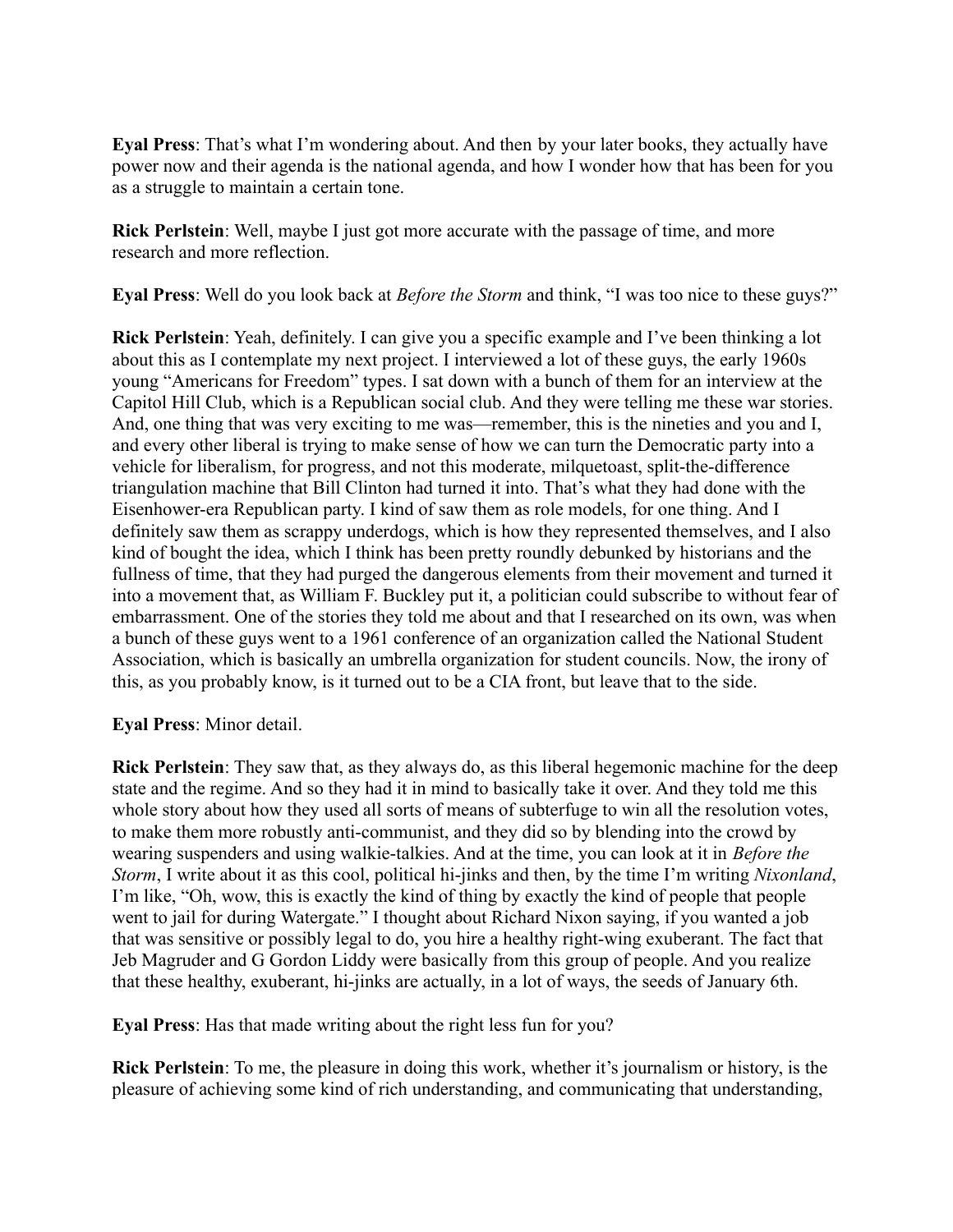**Eyal Press**: That's what I'm wondering about. And then by your later books, they actually have power now and their agenda is the national agenda, and how I wonder how that has been for you as a struggle to maintain a certain tone.

**Rick Perlstein**: Well, maybe I just got more accurate with the passage of time, and more research and more reflection.

**Eyal Press**: Well do you look back at *Before the Storm* and think, "I was too nice to these guys?"

**Rick Perlstein**: Yeah, definitely. I can give you a specific example and I've been thinking a lot about this as I contemplate my next project. I interviewed a lot of these guys, the early 1960s young "Americans for Freedom" types. I sat down with a bunch of them for an interview at the Capitol Hill Club, which is a Republican social club. And they were telling me these war stories. And, one thing that was very exciting to me was—remember, this is the nineties and you and I, and every other liberal is trying to make sense of how we can turn the Democratic party into a vehicle for liberalism, for progress, and not this moderate, milquetoast, split-the-difference triangulation machine that Bill Clinton had turned it into. That's what they had done with the Eisenhower-era Republican party. I kind of saw them as role models, for one thing. And I definitely saw them as scrappy underdogs, which is how they represented themselves, and I also kind of bought the idea, which I think has been pretty roundly debunked by historians and the fullness of time, that they had purged the dangerous elements from their movement and turned it into a movement that, as William F. Buckley put it, a politician could subscribe to without fear of embarrassment. One of the stories they told me about and that I researched on its own, was when a bunch of these guys went to a 1961 conference of an organization called the National Student Association, which is basically an umbrella organization for student councils. Now, the irony of this, as you probably know, is it turned out to be a CIA front, but leave that to the side.

**Eyal Press**: Minor detail.

**Rick Perlstein**: They saw that, as they always do, as this liberal hegemonic machine for the deep state and the regime. And so they had it in mind to basically take it over. And they told me this whole story about how they used all sorts of means of subterfuge to win all the resolution votes, to make them more robustly anti-communist, and they did so by blending into the crowd by wearing suspenders and using walkie-talkies. And at the time, you can look at it in *Before the Storm*, I write about it as this cool, political hi-jinks and then, by the time I'm writing *Nixonland*, I'm like, "Oh, wow, this is exactly the kind of thing by exactly the kind of people that people went to jail for during Watergate." I thought about Richard Nixon saying, if you wanted a job that was sensitive or possibly legal to do, you hire a healthy right-wing exuberant. The fact that Jeb Magruder and G Gordon Liddy were basically from this group of people. And you realize that these healthy, exuberant, hi-jinks are actually, in a lot of ways, the seeds of January 6th.

**Eyal Press**: Has that made writing about the right less fun for you?

**Rick Perlstein**: To me, the pleasure in doing this work, whether it's journalism or history, is the pleasure of achieving some kind of rich understanding, and communicating that understanding,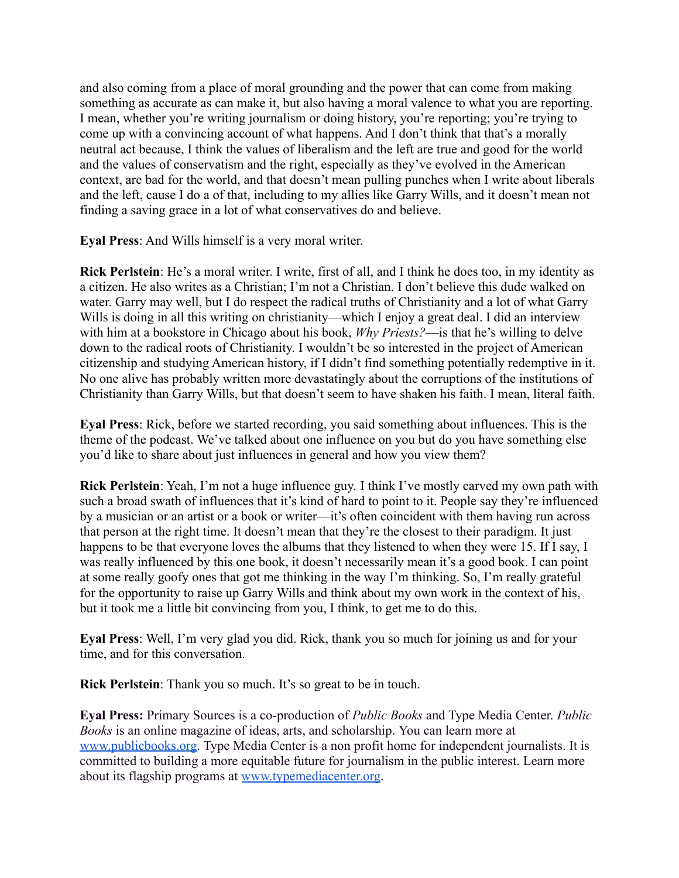and also coming from a place of moral grounding and the power that can come from making something as accurate as can make it, but also having a moral valence to what you are reporting. I mean, whether you're writing journalism or doing history, you're reporting; you're trying to come up with a convincing account of what happens. And I don't think that that's a morally neutral act because, I think the values of liberalism and the left are true and good for the world and the values of conservatism and the right, especially as they've evolved in the American context, are bad for the world, and that doesn't mean pulling punches when I write about liberals and the left, cause I do a of that, including to my allies like Garry Wills, and it doesn't mean not finding a saving grace in a lot of what conservatives do and believe.

**Eyal Press**: And Wills himself is a very moral writer.

**Rick Perlstein**: He's a moral writer. I write, first of all, and I think he does too, in my identity as a citizen. He also writes as a Christian; I'm not a Christian. I don't believe this dude walked on water. Garry may well, but I do respect the radical truths of Christianity and a lot of what Garry Wills is doing in all this writing on christianity—which I enjoy a great deal. I did an interview with him at a bookstore in Chicago about his book, *Why Priests?*—is that he's willing to delve down to the radical roots of Christianity. I wouldn't be so interested in the project of American citizenship and studying American history, if I didn't find something potentially redemptive in it. No one alive has probably written more devastatingly about the corruptions of the institutions of Christianity than Garry Wills, but that doesn't seem to have shaken his faith. I mean, literal faith.

**Eyal Press**: Rick, before we started recording, you said something about influences. This is the theme of the podcast. We've talked about one influence on you but do you have something else you'd like to share about just influences in general and how you view them?

**Rick Perlstein**: Yeah, I'm not a huge influence guy. I think I've mostly carved my own path with such a broad swath of influences that it's kind of hard to point to it. People say they're influenced by a musician or an artist or a book or writer—it's often coincident with them having run across that person at the right time. It doesn't mean that they're the closest to their paradigm. It just happens to be that everyone loves the albums that they listened to when they were 15. If I say, I was really influenced by this one book, it doesn't necessarily mean it's a good book. I can point at some really goofy ones that got me thinking in the way I'm thinking. So, I'm really grateful for the opportunity to raise up Garry Wills and think about my own work in the context of his, but it took me a little bit convincing from you, I think, to get me to do this.

**Eyal Press**: Well, I'm very glad you did. Rick, thank you so much for joining us and for your time, and for this conversation.

**Rick Perlstein**: Thank you so much. It's so great to be in touch.

**Eyal Press:** Primary Sources is a co-production of *Public Books* and Type Media Center. *Public Books* is an online magazine of ideas, arts, and scholarship. You can learn more at [www.publicbooks.org](http://www.publicbooks.org). Type Media Center is a non profit home for independent journalists. It is committed to building a more equitable future for journalism in the public interest. Learn more about its flagship programs at [www.typemediacenter.org](http://www.typemediacenter.org).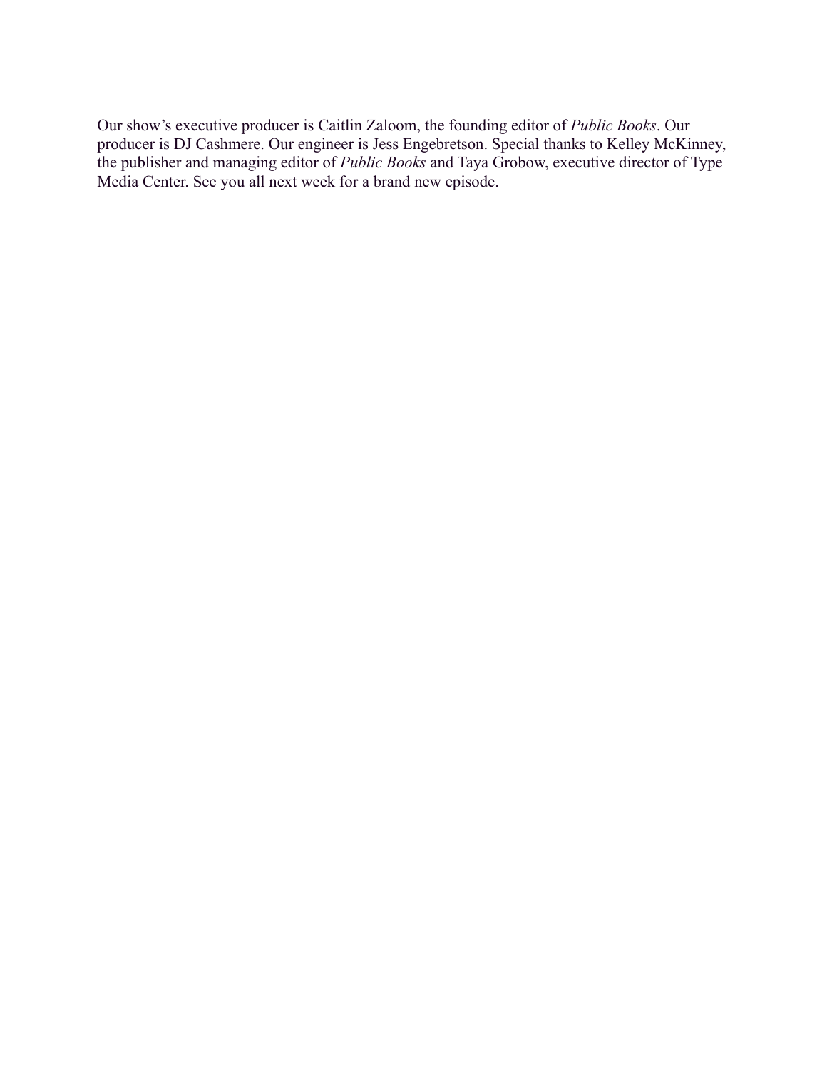Our show's executive producer is Caitlin Zaloom, the founding editor of *Public Books*. Our producer is DJ Cashmere. Our engineer is Jess Engebretson. Special thanks to Kelley McKinney, the publisher and managing editor of *Public Books* and Taya Grobow, executive director of Type Media Center. See you all next week for a brand new episode.